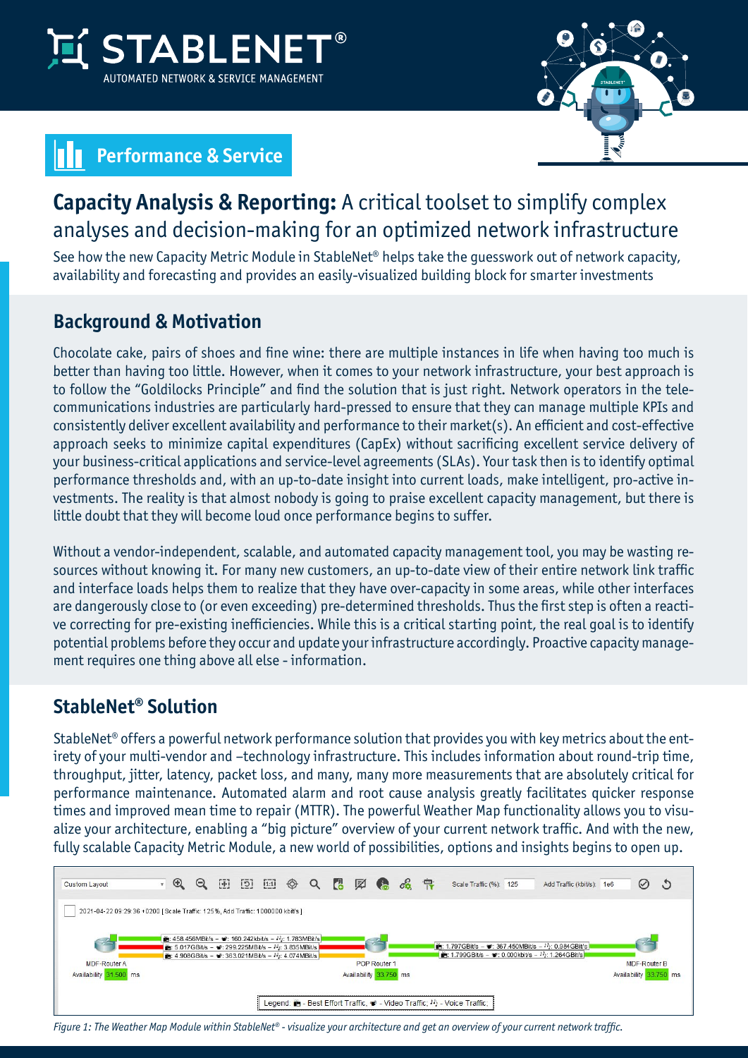STABLENET®
AUTOMATED NETWORK & SERVICE MANAGEMENT

**Performance & Service**

# Capacity Analysis & Reporting: A critical toolset to simplify complex analyses and decision-making for an optimized network infrastructure

See how the new Capacity Metric Module in StableNet® helps take the guesswork out of network capacity, availability and forecasting and provides an easily-visualized building block for smarter investments

## Background & Motivation

Chocolate cake, pairs of shoes and fine wine: there are multiple instances in life when having too much is better than having too little. However, when it comes to your network infrastructure, your best approach is to follow the "Goldilocks Principle" and find the solution that is just right. Network operators in the telecommunications industries are particularly hard-pressed to ensure that they can manage multiple KPIs and consistently deliver excellent availability and performance to their market(s). An efficient and cost-effective approach seeks to minimize capital expenditures (CapEx) without sacrificing excellent service delivery of your business-critical applications and service-level agreements (SLAs). Your task then is to identify optimal performance thresholds and, with an up-to-date insight into current loads, make intelligent, pro-active investments. The reality is that almost nobody is going to praise excellent capacity management, but there is little doubt that they will become loud once performance begins to suffer.

Without a vendor-independent, scalable, and automated capacity management tool, you may be wasting resources without knowing it. For many new customers, an up-to-date view of their entire network link traffic and interface loads helps them to realize that they have over-capacity in some areas, while other interfaces are dangerously close to (or even exceeding) pre-determined thresholds. Thus the first step is often a reactive correcting for pre-existing inefficiencies. While this is a critical starting point, the real goal is to identify potential problems before they occur and update your infrastructure accordingly. Proactive capacity management requires one thing above all else - information.

## StableNet® Solution

StableNet® offers a powerful network performance solution that provides you with key metrics about the entirety of your multi-vendor and –technology infrastructure. This includes information about round-trip time, throughput, jitter, latency, packet loss, and many, many more measurements that are absolutely critical for performance maintenance. Automated alarm and root cause analysis greatly facilitates quicker response times and improved mean time to repair (MTTR). The powerful Weather Map functionality allows you to visualize your architecture, enabling a "big picture" overview of your current network traffic. And with the new, fully scalable Capacity Metric Module, a new world of possibilities, options and insights begins to open up.

*Figure 1: The Weather Map Module within StableNet® - visualize your architecture and get an overview of your current network traffic.*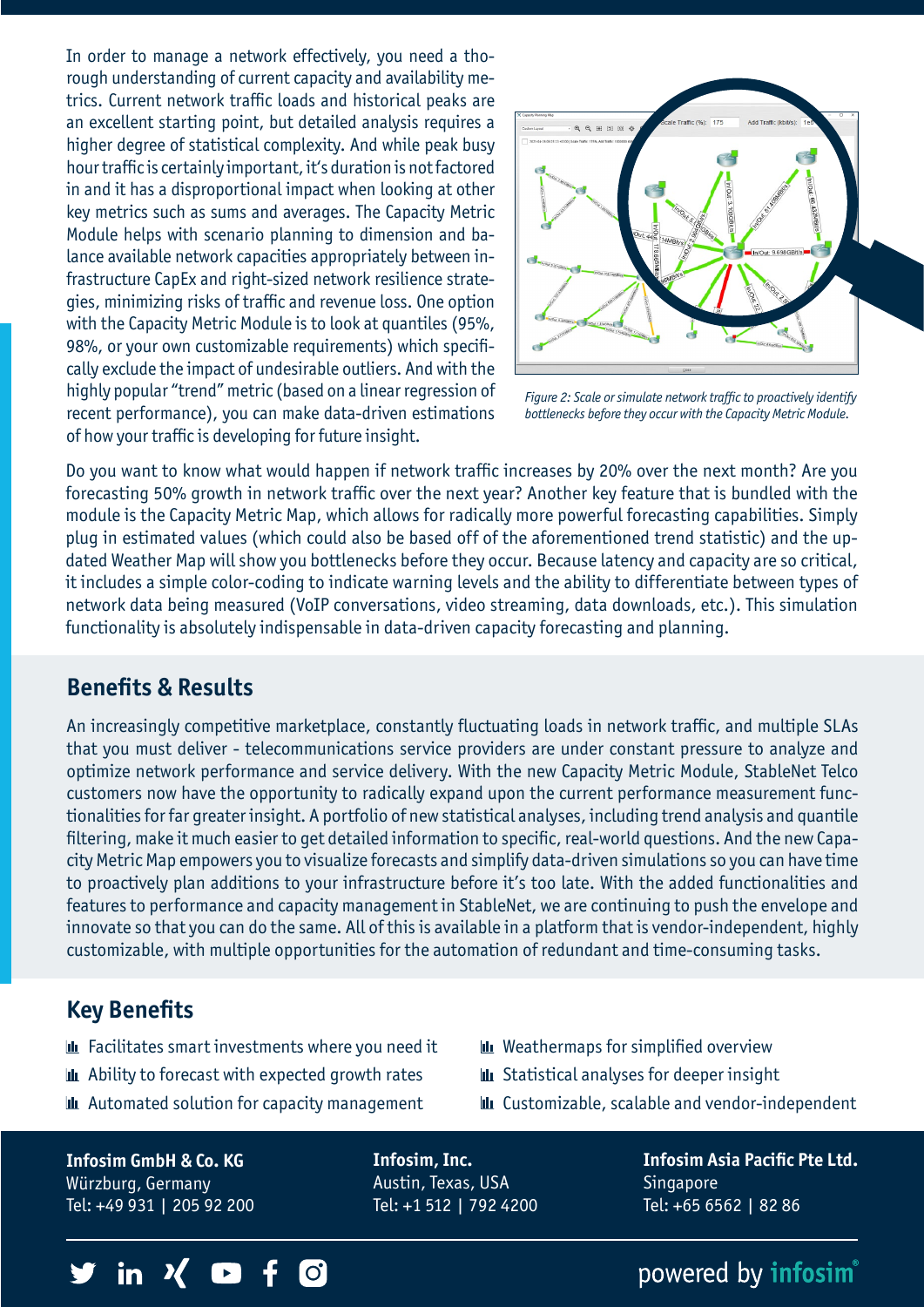In order to manage a network effectively, you need a thorough understanding of current capacity and availability metrics. Current network traffic loads and historical peaks are an excellent starting point, but detailed analysis requires a higher degree of statistical complexity. And while peak busy hour traffic is certainly important, it's duration is not factored in and it has a disproportional impact when looking at other key metrics such as sums and averages. The Capacity Metric Module helps with scenario planning to dimension and balance available network capacities appropriately between infrastructure CapEx and right-sized network resilience strategies, minimizing risks of traffic and revenue loss. One option with the Capacity Metric Module is to look at quantiles (95%, 98%, or your own customizable requirements) which specifically exclude the impact of undesirable outliers. And with the highly popular "trend" metric (based on a linear regression of recent performance), you can make data-driven estimations of how your traffic is developing for future insight.

*Figure 2: Scale or simulate network traffic to proactively identify bottlenecks before they occur with the Capacity Metric Module.*

Do you want to know what would happen if network traffic increases by 20% over the next month? Are you forecasting 50% growth in network traffic over the next year? Another key feature that is bundled with the module is the Capacity Metric Map, which allows for radically more powerful forecasting capabilities. Simply plug in estimated values (which could also be based off of the aforementioned trend statistic) and the updated Weather Map will show you bottlenecks before they occur. Because latency and capacity are so critical, it includes a simple color-coding to indicate warning levels and the ability to differentiate between types of network data being measured (VoIP conversations, video streaming, data downloads, etc.). This simulation functionality is absolutely indispensable in data-driven capacity forecasting and planning.

## Benefits & Results

An increasingly competitive marketplace, constantly fluctuating loads in network traffic, and multiple SLAs that you must deliver - telecommunications service providers are under constant pressure to analyze and optimize network performance and service delivery. With the new Capacity Metric Module, StableNet Telco customers now have the opportunity to radically expand upon the current performance measurement functionalities for far greater insight. A portfolio of new statistical analyses, including trend analysis and quantile filtering, make it much easier to get detailed information to specific, real-world questions. And the new Capacity Metric Map empowers you to visualize forecasts and simplify data-driven simulations so you can have time to proactively plan additions to your infrastructure before it's too late. With the added functionalities and features to performance and capacity management in StableNet, we are continuing to push the envelope and innovate so that you can do the same. All of this is available in a platform that is vendor-independent, highly customizable, with multiple opportunities for the automation of redundant and time-consuming tasks.

## Key Benefits

- Facilitates smart investments where you need it
- Ability to forecast with expected growth rates
- Automated solution for capacity management
- Weathermaps for simplified overview
- Statistical analyses for deeper insight
- Customizable, scalable and vendor-independent

**Infosim GmbH & Co. KG**
Würzburg, Germany
Tel: +49 931 | 205 92 200

**Infosim, Inc.**
Austin, Texas, USA
Tel: +1 512 | 792 4200

**Infosim Asia Pacific Pte Ltd.**
Singapore
Tel: +65 6562 | 82 86

powered by **infosim**®